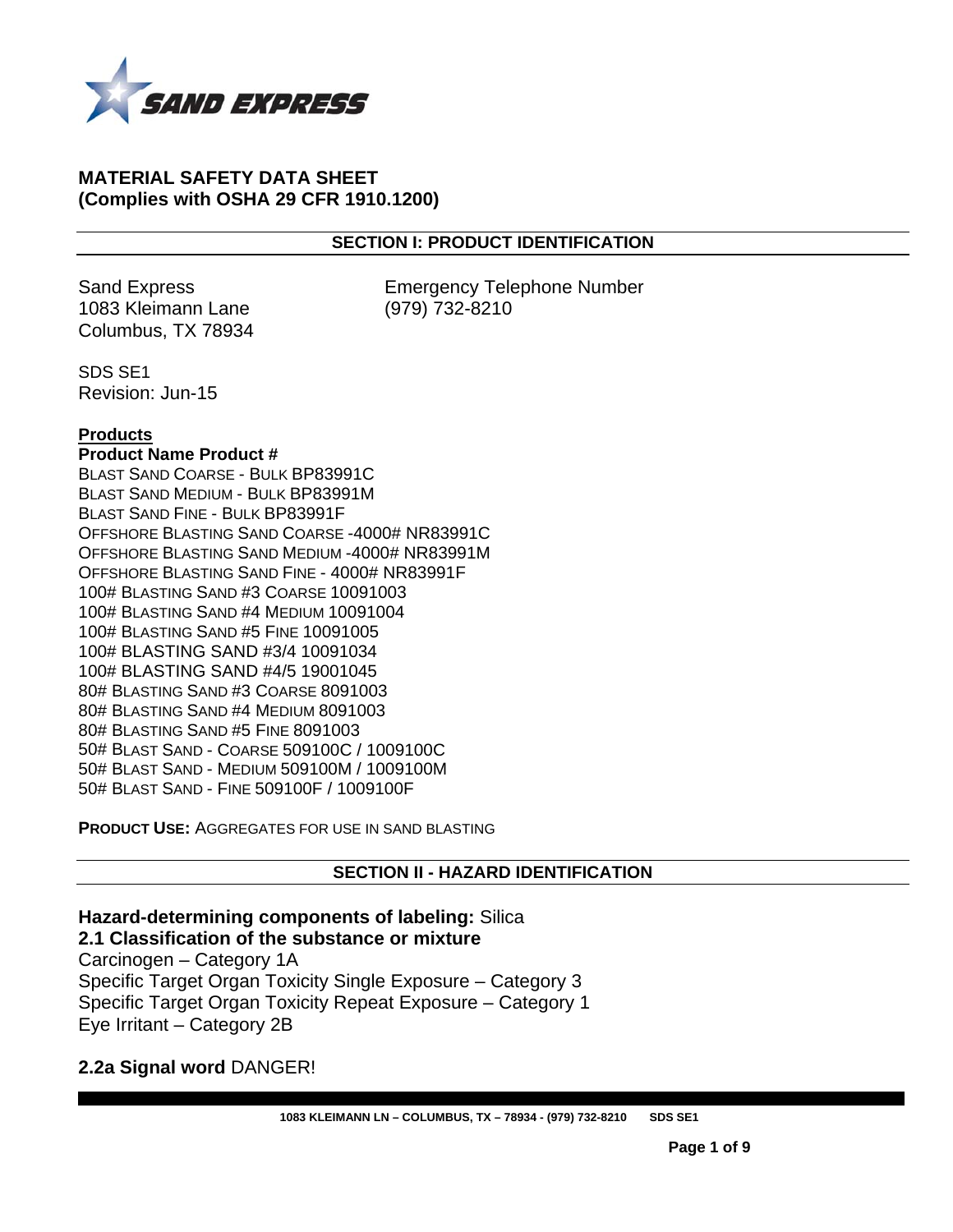SAND EXPRESS

# MATERIAL SAFETY DATA SHEET
# (Complies with OSHA 29 CFR 1910.1200)

## SECTION I: PRODUCT IDENTIFICATION

Sand Express
1083 Kleimann Lane
Columbus, TX 78934

Emergency Telephone Number
(979) 732-8210

SDS SE1
Revision: Jun-15

**Products**

**Product Name Product #**

BLAST SAND COARSE - BULK BP83991C
BLAST SAND MEDIUM - BULK BP83991M
BLAST SAND FINE - BULK BP83991F
OFFSHORE BLASTING SAND COARSE -4000# NR83991C
OFFSHORE BLASTING SAND MEDIUM -4000# NR83991M
OFFSHORE BLASTING SAND FINE - 4000# NR83991F
100# BLASTING SAND #3 COARSE 10091003
100# BLASTING SAND #4 MEDIUM 10091004
100# BLASTING SAND #5 FINE 10091005
100# BLASTING SAND #3/4 10091034
100# BLASTING SAND #4/5 19001045
80# BLASTING SAND #3 COARSE 8091003
80# BLASTING SAND #4 MEDIUM 8091003
80# BLASTING SAND #5 FINE 8091003
50# BLAST SAND - COARSE 509100C / 1009100C
50# BLAST SAND - MEDIUM 509100M / 1009100M
50# BLAST SAND - FINE 509100F / 1009100F

**PRODUCT USE:** AGGREGATES FOR USE IN SAND BLASTING

## SECTION II - HAZARD IDENTIFICATION

**Hazard-determining components of labeling:** Silica

**2.1 Classification of the substance or mixture**

Carcinogen – Category 1A
Specific Target Organ Toxicity Single Exposure – Category 3
Specific Target Organ Toxicity Repeat Exposure – Category 1
Eye Irritant – Category 2B

**2.2a Signal word** DANGER!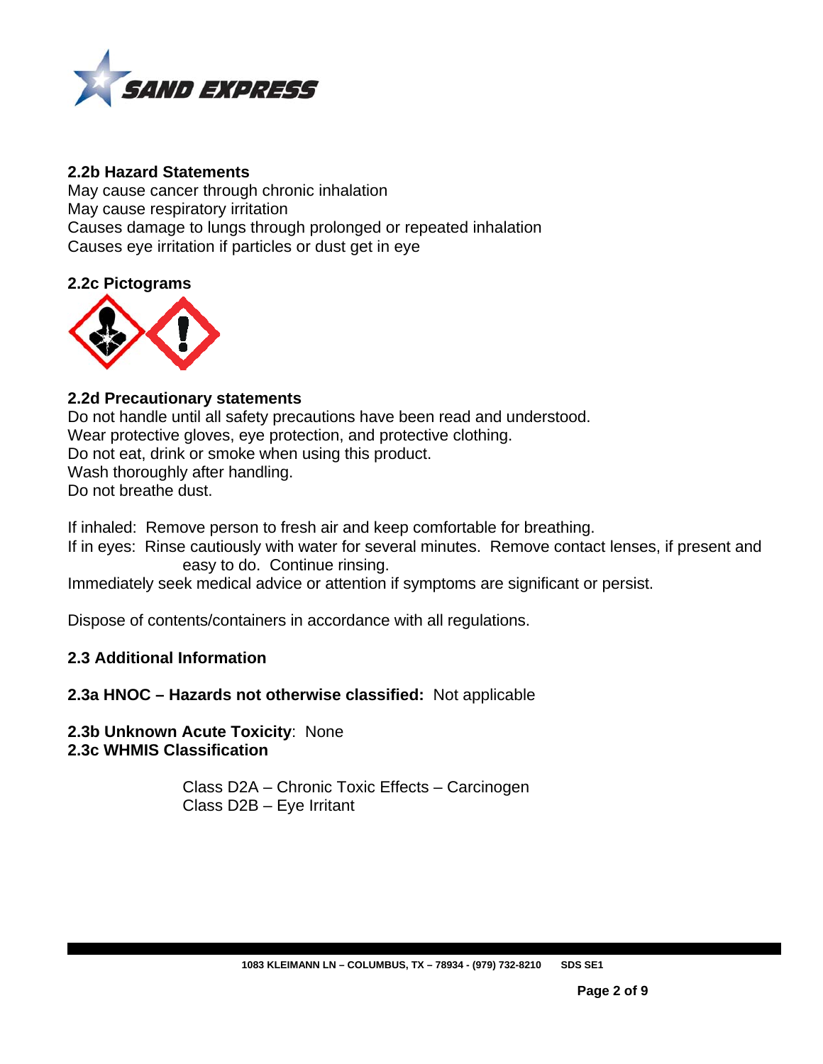### 2.2b Hazard Statements

May cause cancer through chronic inhalation
May cause respiratory irritation
Causes damage to lungs through prolonged or repeated inhalation
Causes eye irritation if particles or dust get in eye

### 2.2c Pictograms

### 2.2d Precautionary statements

Do not handle until all safety precautions have been read and understood.
Wear protective gloves, eye protection, and protective clothing.
Do not eat, drink or smoke when using this product.
Wash thoroughly after handling.
Do not breathe dust.

If inhaled: Remove person to fresh air and keep comfortable for breathing.
If in eyes: Rinse cautiously with water for several minutes. Remove contact lenses, if present and easy to do. Continue rinsing.
Immediately seek medical advice or attention if symptoms are significant or persist.

Dispose of contents/containers in accordance with all regulations.

### 2.3 Additional Information

**2.3a HNOC – Hazards not otherwise classified:** Not applicable

**2.3b Unknown Acute Toxicity**: None
**2.3c WHMIS Classification**

Class D2A – Chronic Toxic Effects – Carcinogen
Class D2B – Eye Irritant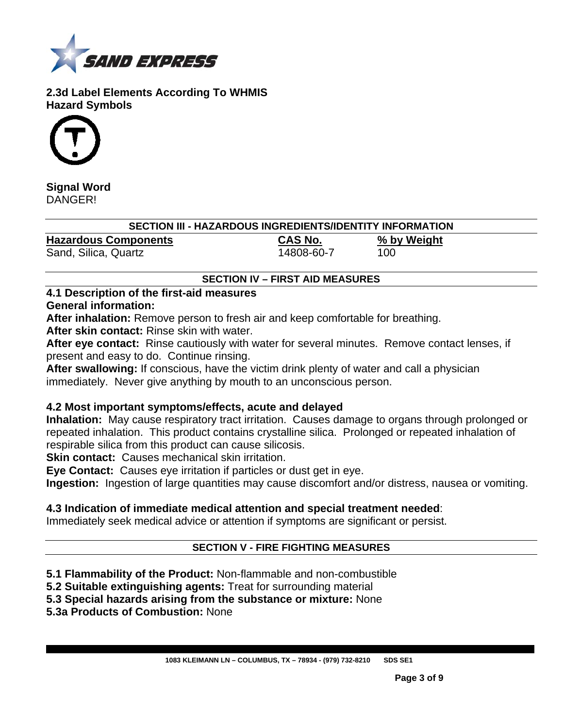### 2.3d Label Elements According To WHMIS

**Hazard Symbols**

**Signal Word**

DANGER!

## SECTION III - HAZARDOUS INGREDIENTS/IDENTITY INFORMATION

| Hazardous Components | CAS No. | % by Weight |
|---|---|---|
| Sand, Silica, Quartz | 14808-60-7 | 100 |

## SECTION IV – FIRST AID MEASURES

### 4.1 Description of the first-aid measures

**General information:**

**After inhalation:** Remove person to fresh air and keep comfortable for breathing.

**After skin contact:** Rinse skin with water.

**After eye contact:** Rinse cautiously with water for several minutes. Remove contact lenses, if present and easy to do. Continue rinsing.

**After swallowing:** If conscious, have the victim drink plenty of water and call a physician immediately. Never give anything by mouth to an unconscious person.

### 4.2 Most important symptoms/effects, acute and delayed

**Inhalation:** May cause respiratory tract irritation. Causes damage to organs through prolonged or repeated inhalation. This product contains crystalline silica. Prolonged or repeated inhalation of respirable silica from this product can cause silicosis.

**Skin contact:** Causes mechanical skin irritation.

**Eye Contact:** Causes eye irritation if particles or dust get in eye.

**Ingestion:** Ingestion of large quantities may cause discomfort and/or distress, nausea or vomiting.

### 4.3 Indication of immediate medical attention and special treatment needed:

Immediately seek medical advice or attention if symptoms are significant or persist.

## SECTION V - FIRE FIGHTING MEASURES

**5.1 Flammability of the Product:** Non-flammable and non-combustible

**5.2 Suitable extinguishing agents:** Treat for surrounding material

**5.3 Special hazards arising from the substance or mixture:** None

**5.3a Products of Combustion:** None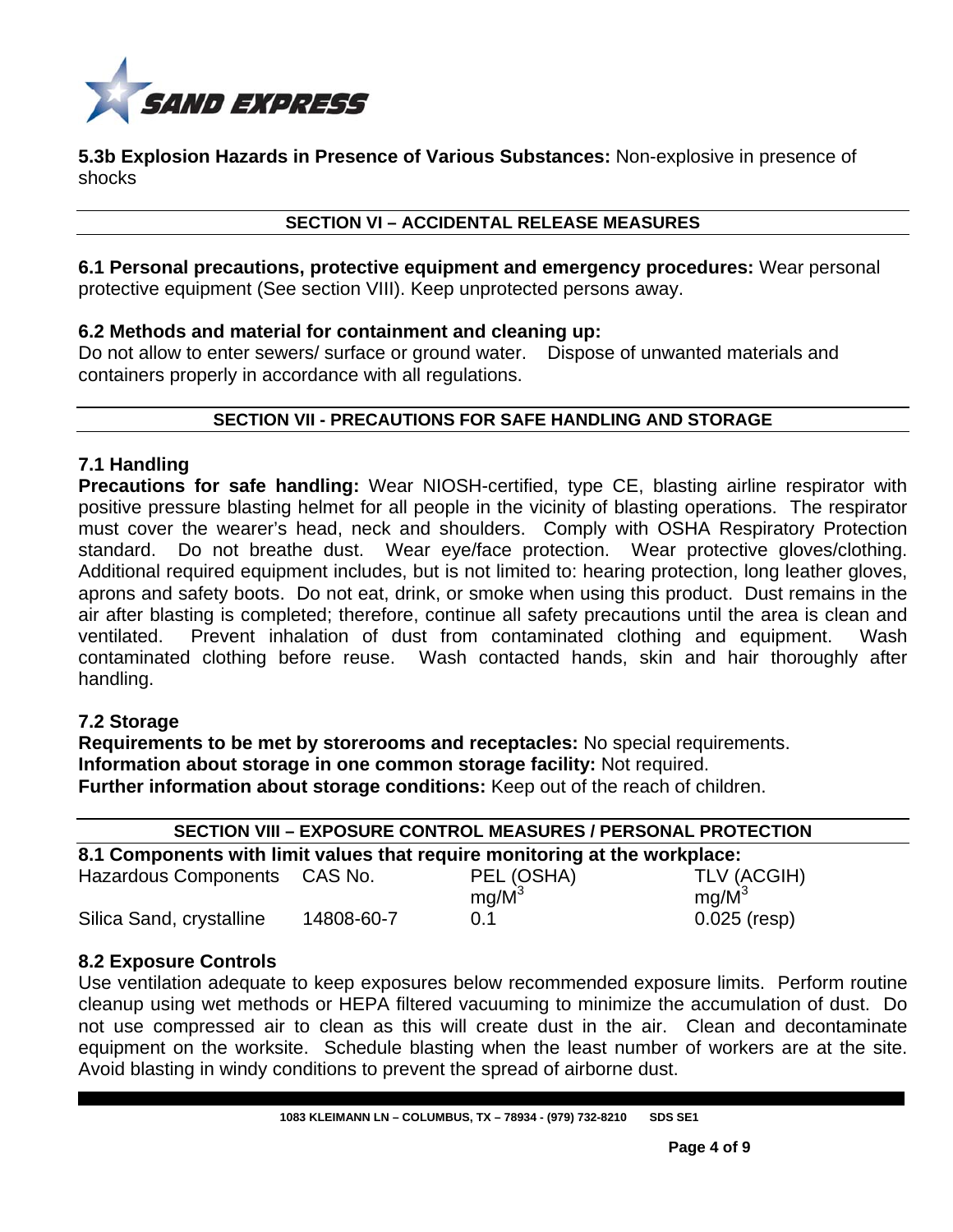**5.3b Explosion Hazards in Presence of Various Substances:** Non-explosive in presence of shocks

## SECTION VI – ACCIDENTAL RELEASE MEASURES

**6.1 Personal precautions, protective equipment and emergency procedures:** Wear personal protective equipment (See section VIII). Keep unprotected persons away.

**6.2 Methods and material for containment and cleaning up:**
Do not allow to enter sewers/ surface or ground water. Dispose of unwanted materials and containers properly in accordance with all regulations.

## SECTION VII - PRECAUTIONS FOR SAFE HANDLING AND STORAGE

### 7.1 Handling

**Precautions for safe handling:** Wear NIOSH-certified, type CE, blasting airline respirator with positive pressure blasting helmet for all people in the vicinity of blasting operations. The respirator must cover the wearer's head, neck and shoulders. Comply with OSHA Respiratory Protection standard. Do not breathe dust. Wear eye/face protection. Wear protective gloves/clothing. Additional required equipment includes, but is not limited to: hearing protection, long leather gloves, aprons and safety boots. Do not eat, drink, or smoke when using this product. Dust remains in the air after blasting is completed; therefore, continue all safety precautions until the area is clean and ventilated. Prevent inhalation of dust from contaminated clothing and equipment. Wash contaminated clothing before reuse. Wash contacted hands, skin and hair thoroughly after handling.

### 7.2 Storage

**Requirements to be met by storerooms and receptacles:** No special requirements.
**Information about storage in one common storage facility:** Not required.
**Further information about storage conditions:** Keep out of the reach of children.

## SECTION VIII – EXPOSURE CONTROL MEASURES / PERSONAL PROTECTION

**8.1 Components with limit values that require monitoring at the workplace:**

| Hazardous Components | CAS No. | PEL (OSHA) mg/M$^3$ | TLV (ACGIH) mg/M$^3$ |
|---|---|---|---|
| Silica Sand, crystalline | 14808-60-7 | 0.1 | 0.025 (resp) |

### 8.2 Exposure Controls

Use ventilation adequate to keep exposures below recommended exposure limits. Perform routine cleanup using wet methods or HEPA filtered vacuuming to minimize the accumulation of dust. Do not use compressed air to clean as this will create dust in the air. Clean and decontaminate equipment on the worksite. Schedule blasting when the least number of workers are at the site. Avoid blasting in windy conditions to prevent the spread of airborne dust.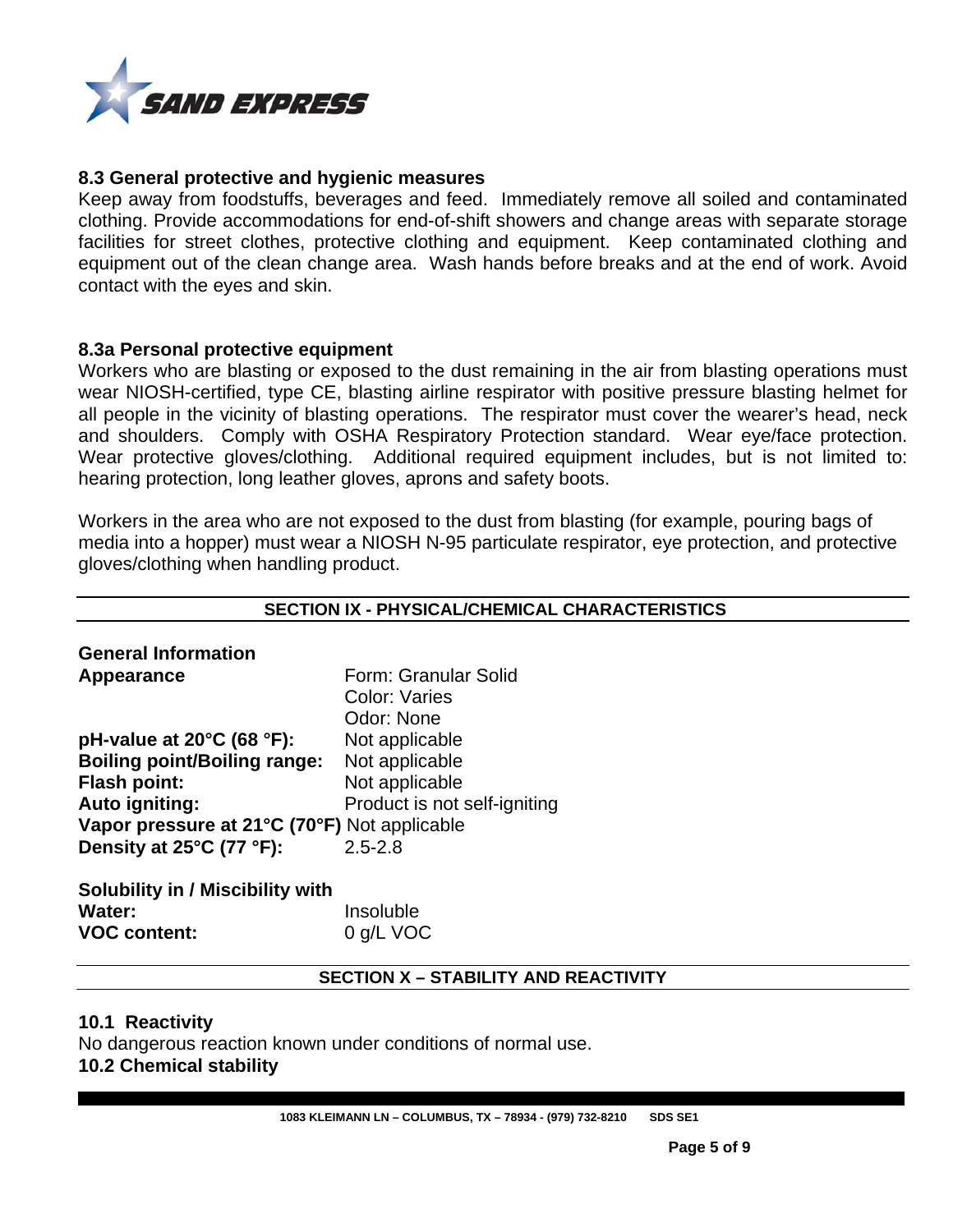### 8.3 General protective and hygienic measures

Keep away from foodstuffs, beverages and feed. Immediately remove all soiled and contaminated clothing. Provide accommodations for end-of-shift showers and change areas with separate storage facilities for street clothes, protective clothing and equipment. Keep contaminated clothing and equipment out of the clean change area. Wash hands before breaks and at the end of work. Avoid contact with the eyes and skin.

### 8.3a Personal protective equipment

Workers who are blasting or exposed to the dust remaining in the air from blasting operations must wear NIOSH-certified, type CE, blasting airline respirator with positive pressure blasting helmet for all people in the vicinity of blasting operations. The respirator must cover the wearer's head, neck and shoulders. Comply with OSHA Respiratory Protection standard. Wear eye/face protection. Wear protective gloves/clothing. Additional required equipment includes, but is not limited to: hearing protection, long leather gloves, aprons and safety boots.

Workers in the area who are not exposed to the dust from blasting (for example, pouring bags of media into a hopper) must wear a NIOSH N-95 particulate respirator, eye protection, and protective gloves/clothing when handling product.

## SECTION IX - PHYSICAL/CHEMICAL CHARACTERISTICS

**General Information**

| | |
|---|---|
| **Appearance** | Form: Granular Solid<br>Color: Varies<br>Odor: None |
| **pH-value at 20°C (68 °F):** | Not applicable |
| **Boiling point/Boiling range:** | Not applicable |
| **Flash point:** | Not applicable |
| **Auto igniting:** | Product is not self-igniting |
| **Vapor pressure at 21°C (70°F)** | Not applicable |
| **Density at 25°C (77 °F):** | 2.5-2.8 |

**Solubility in / Miscibility with**

| | |
|---|---|
| **Water:** | Insoluble |
| **VOC content:** | 0 g/L VOC |

## SECTION X – STABILITY AND REACTIVITY

### 10.1 Reactivity

No dangerous reaction known under conditions of normal use.

### 10.2 Chemical stability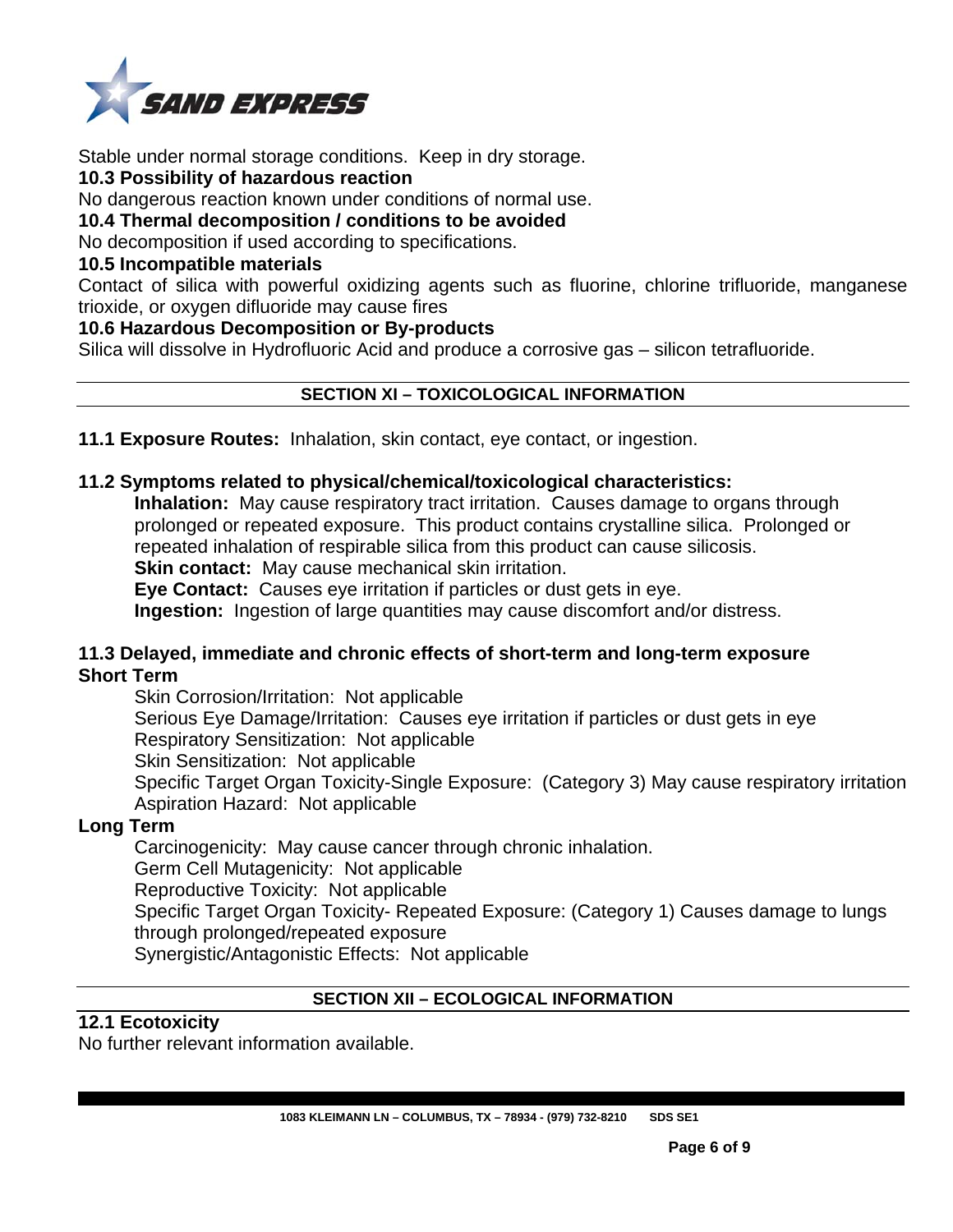Stable under normal storage conditions. Keep in dry storage.

**10.3 Possibility of hazardous reaction**

No dangerous reaction known under conditions of normal use.

**10.4 Thermal decomposition / conditions to be avoided**

No decomposition if used according to specifications.

**10.5 Incompatible materials**

Contact of silica with powerful oxidizing agents such as fluorine, chlorine trifluoride, manganese trioxide, or oxygen difluoride may cause fires

**10.6 Hazardous Decomposition or By-products**

Silica will dissolve in Hydrofluoric Acid and produce a corrosive gas – silicon tetrafluoride.

## SECTION XI – TOXICOLOGICAL INFORMATION

**11.1 Exposure Routes:** Inhalation, skin contact, eye contact, or ingestion.

**11.2 Symptoms related to physical/chemical/toxicological characteristics:**

**Inhalation:** May cause respiratory tract irritation. Causes damage to organs through prolonged or repeated exposure. This product contains crystalline silica. Prolonged or repeated inhalation of respirable silica from this product can cause silicosis.

**Skin contact:** May cause mechanical skin irritation.

**Eye Contact:** Causes eye irritation if particles or dust gets in eye.

**Ingestion:** Ingestion of large quantities may cause discomfort and/or distress.

**11.3 Delayed, immediate and chronic effects of short-term and long-term exposure**

**Short Term**

Skin Corrosion/Irritation: Not applicable

Serious Eye Damage/Irritation: Causes eye irritation if particles or dust gets in eye

Respiratory Sensitization: Not applicable

Skin Sensitization: Not applicable

Specific Target Organ Toxicity-Single Exposure: (Category 3) May cause respiratory irritation

Aspiration Hazard: Not applicable

**Long Term**

Carcinogenicity: May cause cancer through chronic inhalation.

Germ Cell Mutagenicity: Not applicable

Reproductive Toxicity: Not applicable

Specific Target Organ Toxicity- Repeated Exposure: (Category 1) Causes damage to lungs through prolonged/repeated exposure

Synergistic/Antagonistic Effects: Not applicable

## SECTION XII – ECOLOGICAL INFORMATION

**12.1 Ecotoxicity**

No further relevant information available.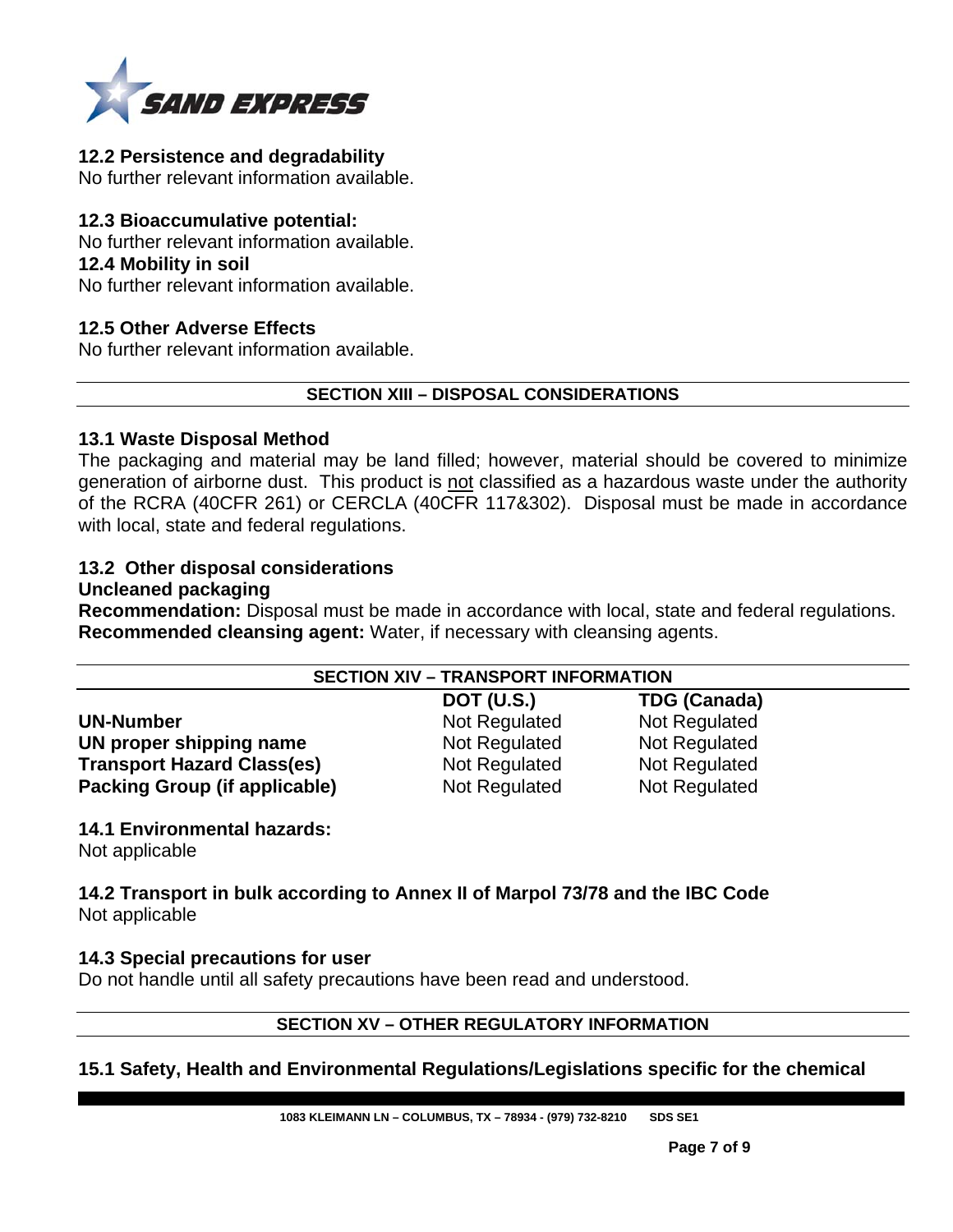### 12.2 Persistence and degradability

No further relevant information available.

### 12.3 Bioaccumulative potential:

No further relevant information available.

### 12.4 Mobility in soil

No further relevant information available.

### 12.5 Other Adverse Effects

No further relevant information available.

## SECTION XIII – DISPOSAL CONSIDERATIONS

### 13.1 Waste Disposal Method

The packaging and material may be land filled; however, material should be covered to minimize generation of airborne dust. This product is not classified as a hazardous waste under the authority of the RCRA (40CFR 261) or CERCLA (40CFR 117&302). Disposal must be made in accordance with local, state and federal regulations.

### 13.2 Other disposal considerations

**Uncleaned packaging**

**Recommendation:** Disposal must be made in accordance with local, state and federal regulations.
**Recommended cleansing agent:** Water, if necessary with cleansing agents.

## SECTION XIV – TRANSPORT INFORMATION

| | DOT (U.S.) | TDG (Canada) |
|---|---|---|
| **UN-Number** | Not Regulated | Not Regulated |
| **UN proper shipping name** | Not Regulated | Not Regulated |
| **Transport Hazard Class(es)** | Not Regulated | Not Regulated |
| **Packing Group (if applicable)** | Not Regulated | Not Regulated |

### 14.1 Environmental hazards:

Not applicable

### 14.2 Transport in bulk according to Annex II of Marpol 73/78 and the IBC Code

Not applicable

### 14.3 Special precautions for user

Do not handle until all safety precautions have been read and understood.

## SECTION XV – OTHER REGULATORY INFORMATION

### 15.1 Safety, Health and Environmental Regulations/Legislations specific for the chemical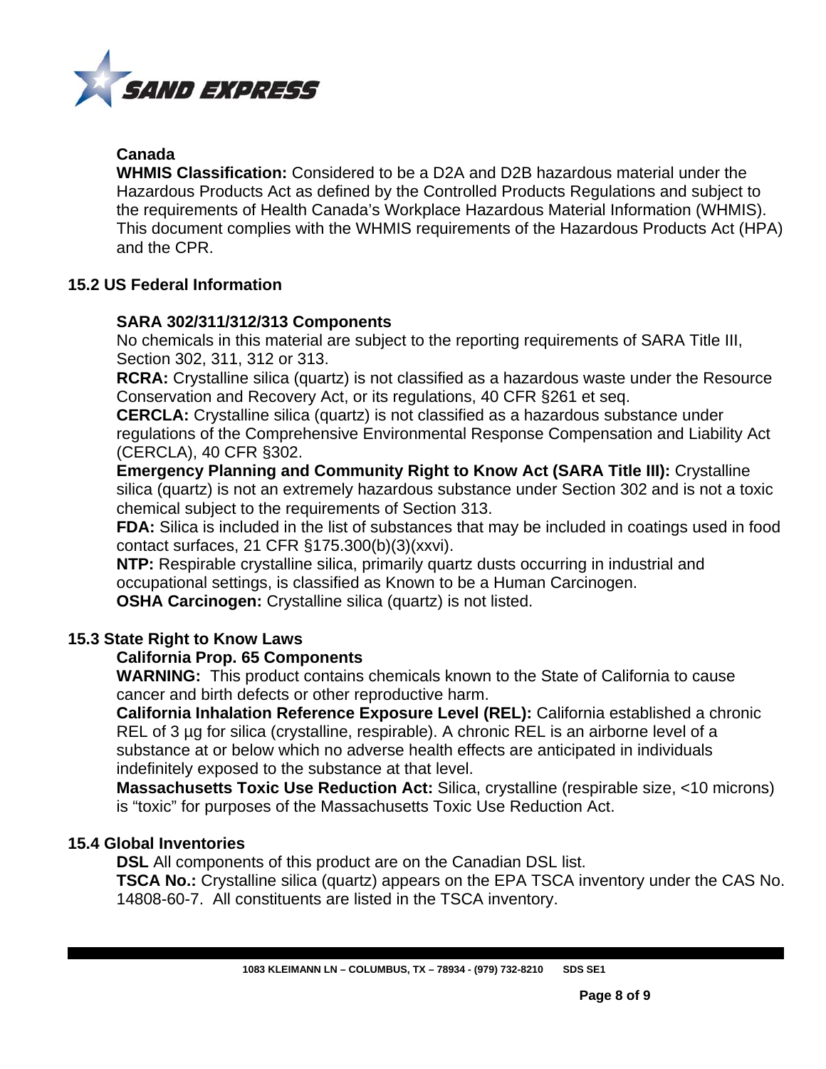### Canada

**WHMIS Classification:** Considered to be a D2A and D2B hazardous material under the Hazardous Products Act as defined by the Controlled Products Regulations and subject to the requirements of Health Canada's Workplace Hazardous Material Information (WHMIS). This document complies with the WHMIS requirements of the Hazardous Products Act (HPA) and the CPR.

## 15.2 US Federal Information

### SARA 302/311/312/313 Components

No chemicals in this material are subject to the reporting requirements of SARA Title III, Section 302, 311, 312 or 313.

**RCRA:** Crystalline silica (quartz) is not classified as a hazardous waste under the Resource Conservation and Recovery Act, or its regulations, 40 CFR §261 et seq.

**CERCLA:** Crystalline silica (quartz) is not classified as a hazardous substance under regulations of the Comprehensive Environmental Response Compensation and Liability Act (CERCLA), 40 CFR §302.

**Emergency Planning and Community Right to Know Act (SARA Title III):** Crystalline silica (quartz) is not an extremely hazardous substance under Section 302 and is not a toxic chemical subject to the requirements of Section 313.

**FDA:** Silica is included in the list of substances that may be included in coatings used in food contact surfaces, 21 CFR §175.300(b)(3)(xxvi).

**NTP:** Respirable crystalline silica, primarily quartz dusts occurring in industrial and occupational settings, is classified as Known to be a Human Carcinogen.

**OSHA Carcinogen:** Crystalline silica (quartz) is not listed.

## 15.3 State Right to Know Laws

### California Prop. 65 Components

**WARNING:** This product contains chemicals known to the State of California to cause cancer and birth defects or other reproductive harm.

**California Inhalation Reference Exposure Level (REL):** California established a chronic REL of 3 µg for silica (crystalline, respirable). A chronic REL is an airborne level of a substance at or below which no adverse health effects are anticipated in individuals indefinitely exposed to the substance at that level.

**Massachusetts Toxic Use Reduction Act:** Silica, crystalline (respirable size, <10 microns) is "toxic" for purposes of the Massachusetts Toxic Use Reduction Act.

## 15.4 Global Inventories

**DSL** All components of this product are on the Canadian DSL list.

**TSCA No.:** Crystalline silica (quartz) appears on the EPA TSCA inventory under the CAS No. 14808-60-7. All constituents are listed in the TSCA inventory.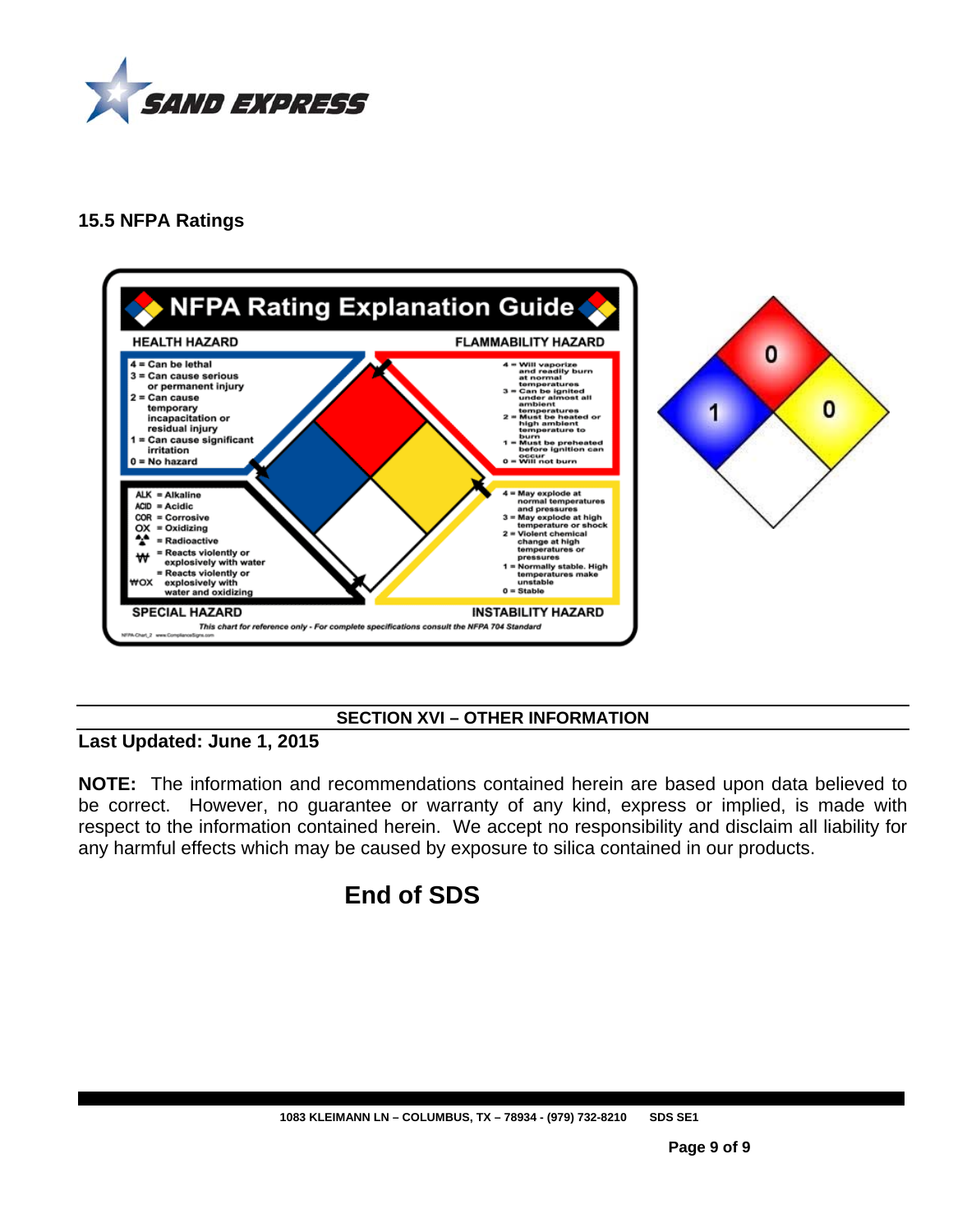### 15.5 NFPA Ratings

NFPA Rating Explanation Guide

HEALTH HAZARD

4 = Can be lethal
3 = Can cause serious or permanent injury
2 = Can cause temporary incapacitation or residual injury
1 = Can cause significant irritation
0 = No hazard

FLAMMABILITY HAZARD

4 = Will vaporize and readily burn at normal temperatures
3 = Can be ignited under almost all ambient temperatures
2 = Must be heated or high ambient temperature to burn
1 = Must be preheated before ignition can occur
0 = Will not burn

SPECIAL HAZARD

ALK = Alkaline
ACID = Acidic
COR = Corrosive
OX = Oxidizing
= Radioactive
= Reacts violently or explosively with water
= Reacts violently or explosively with water and oxidizing

INSTABILITY HAZARD

4 = May explode at normal temperatures and pressures
3 = May explode at high temperature or shock
2 = Violent chemical change at high temperatures or pressures
1 = Normally stable. High temperatures make unstable
0 = Stable

*This chart for reference only - For complete specifications consult the NFPA 704 Standard*

0

1

0

**SECTION XVI – OTHER INFORMATION**

**Last Updated: June 1, 2015**

**NOTE:** The information and recommendations contained herein are based upon data believed to be correct. However, no guarantee or warranty of any kind, express or implied, is made with respect to the information contained herein. We accept no responsibility and disclaim all liability for any harmful effects which may be caused by exposure to silica contained in our products.

## End of SDS

1083 KLEIMANN LN – COLUMBUS, TX – 78934 - (979) 732-8210 SDS SE1